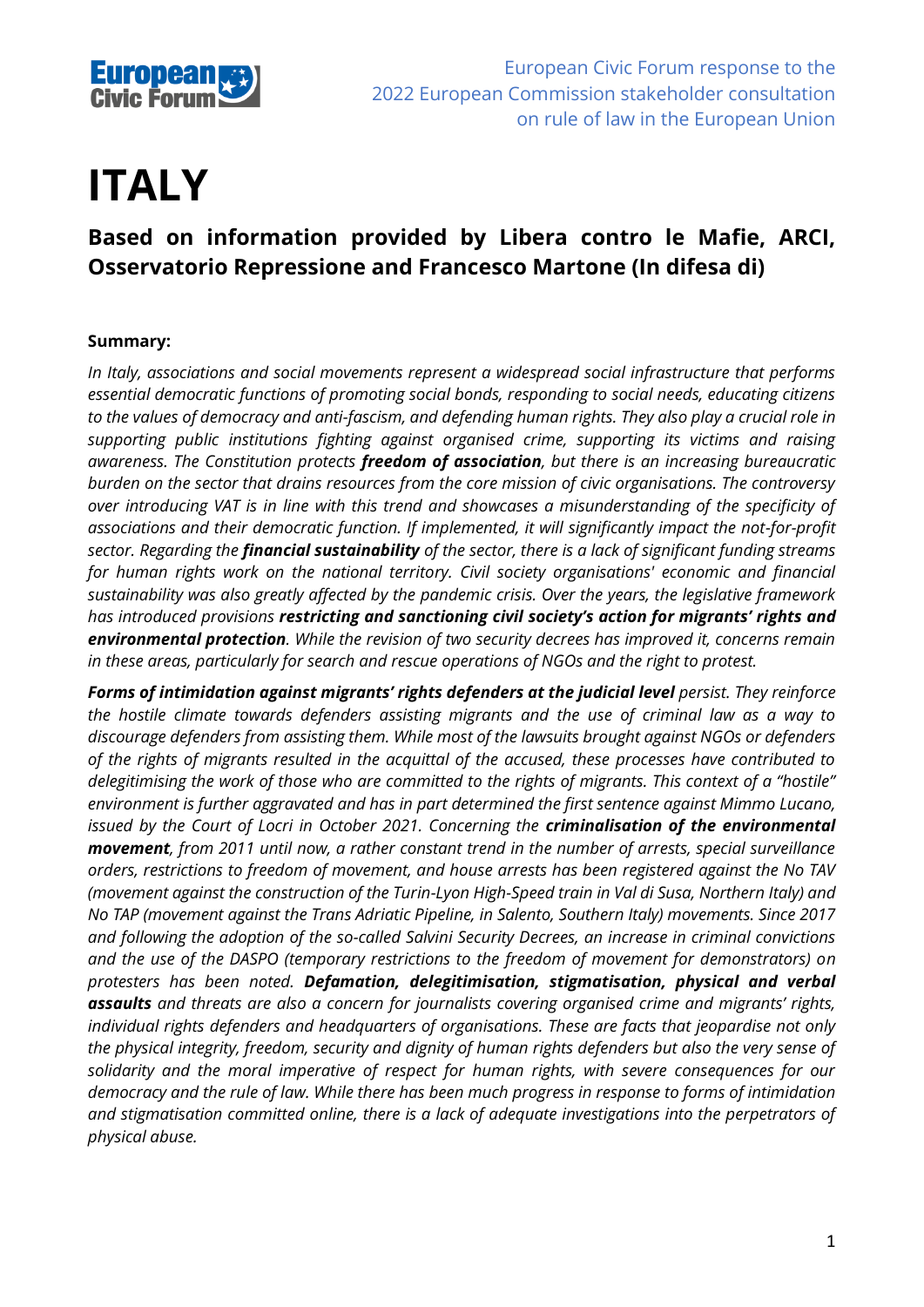European Civic Forum response to the 2022 European Commission stakeholder consultation on rule of law in the European Union

# ITALY

## Based on information provided by Libera contro le Mafie, ARCI, Osservatorio Repressione and Francesco Martone (In difesa di)

**Summary:**

*In Italy, associations and social movements represent a widespread social infrastructure that performs essential democratic functions of promoting social bonds, responding to social needs, educating citizens to the values of democracy and anti-fascism, and defending human rights. They also play a crucial role in supporting public institutions fighting against organised crime, supporting its victims and raising awareness. The Constitution protects* ***freedom of association****, but there is an increasing bureaucratic burden on the sector that drains resources from the core mission of civic organisations. The controversy over introducing VAT is in line with this trend and showcases a misunderstanding of the specificity of associations and their democratic function. If implemented, it will significantly impact the not-for-profit sector. Regarding the* ***financial sustainability*** *of the sector, there is a lack of significant funding streams for human rights work on the national territory. Civil society organisations' economic and financial sustainability was also greatly affected by the pandemic crisis. Over the years, the legislative framework has introduced provisions* ***restricting and sanctioning civil society's action for migrants' rights and environmental protection****. While the revision of two security decrees has improved it, concerns remain in these areas, particularly for search and rescue operations of NGOs and the right to protest.*

***Forms of intimidation against migrants' rights defenders at the judicial level*** *persist. They reinforce the hostile climate towards defenders assisting migrants and the use of criminal law as a way to discourage defenders from assisting them. While most of the lawsuits brought against NGOs or defenders of the rights of migrants resulted in the acquittal of the accused, these processes have contributed to delegitimising the work of those who are committed to the rights of migrants. This context of a "hostile" environment is further aggravated and has in part determined the first sentence against Mimmo Lucano, issued by the Court of Locri in October 2021. Concerning the* ***criminalisation of the environmental movement****, from 2011 until now, a rather constant trend in the number of arrests, special surveillance orders, restrictions to freedom of movement, and house arrests has been registered against the No TAV (movement against the construction of the Turin-Lyon High-Speed train in Val di Susa, Northern Italy) and No TAP (movement against the Trans Adriatic Pipeline, in Salento, Southern Italy) movements. Since 2017 and following the adoption of the so-called Salvini Security Decrees, an increase in criminal convictions and the use of the DASPO (temporary restrictions to the freedom of movement for demonstrators) on protesters has been noted.* ***Defamation, delegitimisation, stigmatisation, physical and verbal assaults*** *and threats are also a concern for journalists covering organised crime and migrants' rights, individual rights defenders and headquarters of organisations. These are facts that jeopardise not only the physical integrity, freedom, security and dignity of human rights defenders but also the very sense of solidarity and the moral imperative of respect for human rights, with severe consequences for our democracy and the rule of law. While there has been much progress in response to forms of intimidation and stigmatisation committed online, there is a lack of adequate investigations into the perpetrators of physical abuse.*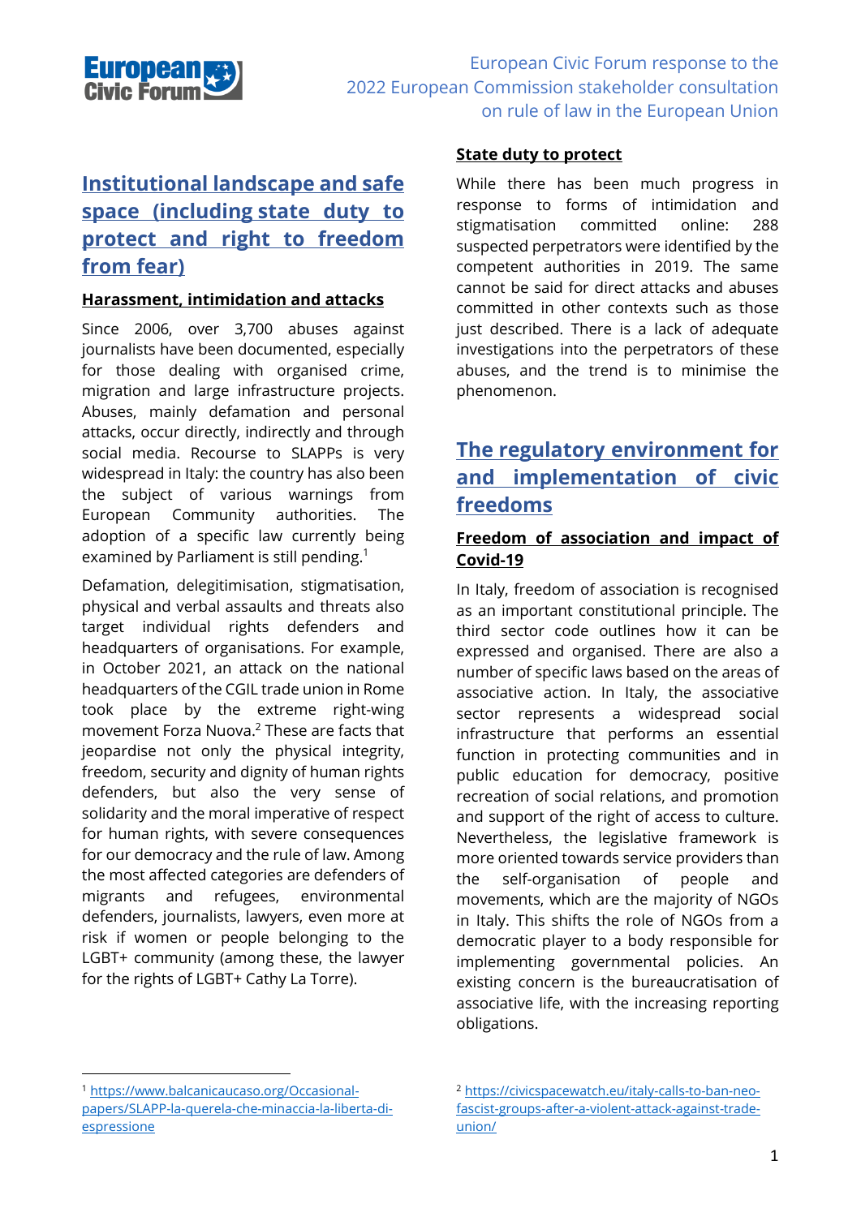European Civic Forum response to the 2022 European Commission stakeholder consultation on rule of law in the European Union

## Institutional landscape and safe space (including state duty to protect and right to freedom from fear)

### Harassment, intimidation and attacks

Since 2006, over 3,700 abuses against journalists have been documented, especially for those dealing with organised crime, migration and large infrastructure projects. Abuses, mainly defamation and personal attacks, occur directly, indirectly and through social media. Recourse to SLAPPs is very widespread in Italy: the country has also been the subject of various warnings from European Community authorities. The adoption of a specific law currently being examined by Parliament is still pending.[1]

Defamation, delegitimisation, stigmatisation, physical and verbal assaults and threats also target individual rights defenders and headquarters of organisations. For example, in October 2021, an attack on the national headquarters of the CGIL trade union in Rome took place by the extreme right-wing movement Forza Nuova.[2] These are facts that jeopardise not only the physical integrity, freedom, security and dignity of human rights defenders, but also the very sense of solidarity and the moral imperative of respect for human rights, with severe consequences for our democracy and the rule of law. Among the most affected categories are defenders of migrants and refugees, environmental defenders, journalists, lawyers, even more at risk if women or people belonging to the LGBT+ community (among these, the lawyer for the rights of LGBT+ Cathy La Torre).

### State duty to protect

While there has been much progress in response to forms of intimidation and stigmatisation committed online: 288 suspected perpetrators were identified by the competent authorities in 2019. The same cannot be said for direct attacks and abuses committed in other contexts such as those just described. There is a lack of adequate investigations into the perpetrators of these abuses, and the trend is to minimise the phenomenon.

## The regulatory environment for and implementation of civic freedoms

### Freedom of association and impact of Covid-19

In Italy, freedom of association is recognised as an important constitutional principle. The third sector code outlines how it can be expressed and organised. There are also a number of specific laws based on the areas of associative action. In Italy, the associative sector represents a widespread social infrastructure that performs an essential function in protecting communities and in public education for democracy, positive recreation of social relations, and promotion and support of the right of access to culture. Nevertheless, the legislative framework is more oriented towards service providers than the self-organisation of people and movements, which are the majority of NGOs in Italy. This shifts the role of NGOs from a democratic player to a body responsible for implementing governmental policies. An existing concern is the bureaucratisation of associative life, with the increasing reporting obligations.

---

[1] https://www.balcanicaucaso.org/Occasional-papers/SLAPP-la-querela-che-minaccia-la-liberta-di-espressione

[2] https://civicspacewatch.eu/italy-calls-to-ban-neo-fascist-groups-after-a-violent-attack-against-trade-union/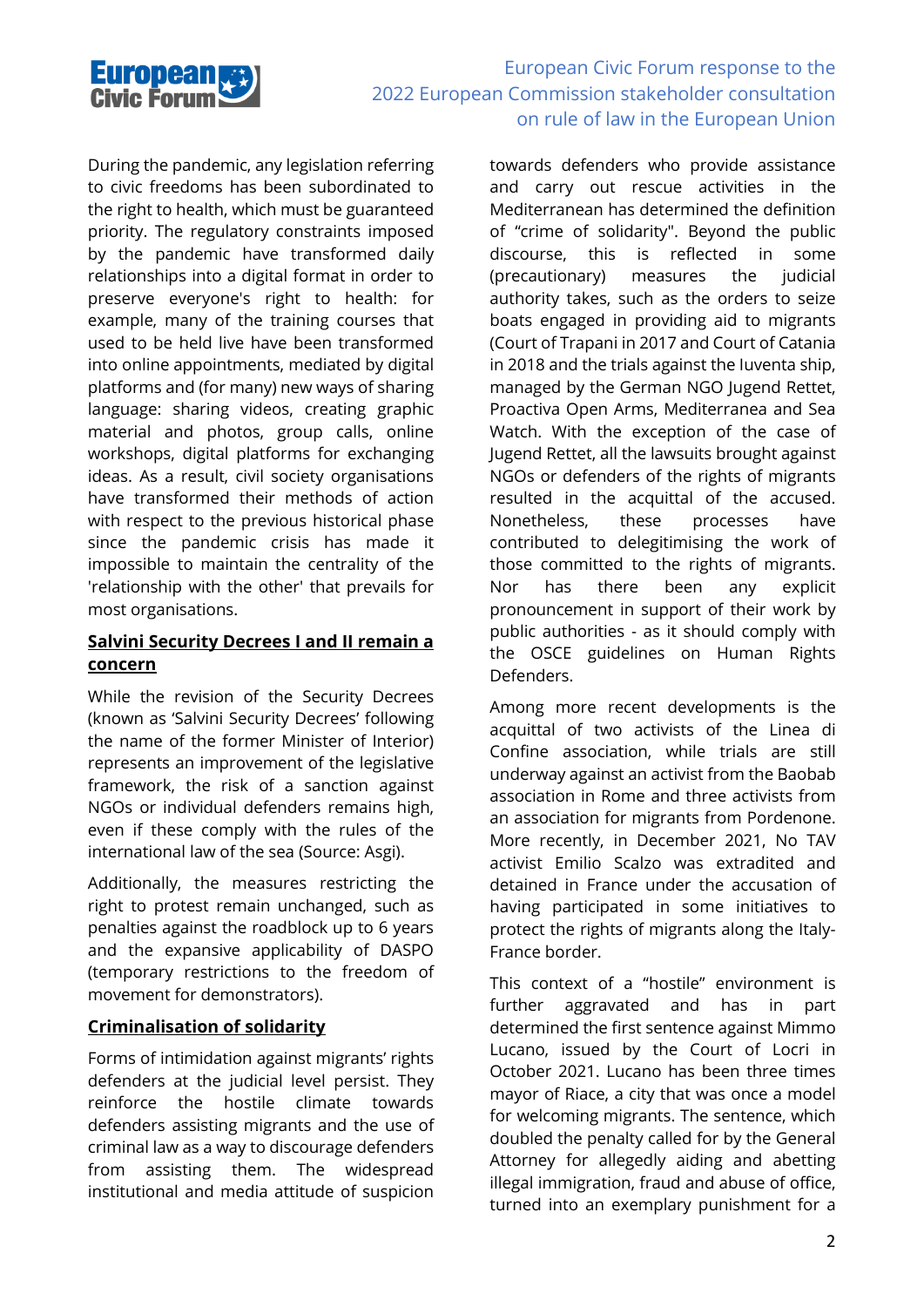During the pandemic, any legislation referring to civic freedoms has been subordinated to the right to health, which must be guaranteed priority. The regulatory constraints imposed by the pandemic have transformed daily relationships into a digital format in order to preserve everyone's right to health: for example, many of the training courses that used to be held live have been transformed into online appointments, mediated by digital platforms and (for many) new ways of sharing language: sharing videos, creating graphic material and photos, group calls, online workshops, digital platforms for exchanging ideas. As a result, civil society organisations have transformed their methods of action with respect to the previous historical phase since the pandemic crisis has made it impossible to maintain the centrality of the 'relationship with the other' that prevails for most organisations.

### Salvini Security Decrees I and II remain a concern

While the revision of the Security Decrees (known as 'Salvini Security Decrees' following the name of the former Minister of Interior) represents an improvement of the legislative framework, the risk of a sanction against NGOs or individual defenders remains high, even if these comply with the rules of the international law of the sea (Source: Asgi).

Additionally, the measures restricting the right to protest remain unchanged, such as penalties against the roadblock up to 6 years and the expansive applicability of DASPO (temporary restrictions to the freedom of movement for demonstrators).

### Criminalisation of solidarity

Forms of intimidation against migrants' rights defenders at the judicial level persist. They reinforce the hostile climate towards defenders assisting migrants and the use of criminal law as a way to discourage defenders from assisting them. The widespread institutional and media attitude of suspicion towards defenders who provide assistance and carry out rescue activities in the Mediterranean has determined the definition of "crime of solidarity". Beyond the public discourse, this is reflected in some (precautionary) measures the judicial authority takes, such as the orders to seize boats engaged in providing aid to migrants (Court of Trapani in 2017 and Court of Catania in 2018 and the trials against the Iuventa ship, managed by the German NGO Jugend Rettet, Proactiva Open Arms, Mediterranea and Sea Watch. With the exception of the case of Jugend Rettet, all the lawsuits brought against NGOs or defenders of the rights of migrants resulted in the acquittal of the accused. Nonetheless, these processes have contributed to delegitimising the work of those committed to the rights of migrants. Nor has there been any explicit pronouncement in support of their work by public authorities - as it should comply with the OSCE guidelines on Human Rights Defenders.

Among more recent developments is the acquittal of two activists of the Linea di Confine association, while trials are still underway against an activist from the Baobab association in Rome and three activists from an association for migrants from Pordenone. More recently, in December 2021, No TAV activist Emilio Scalzo was extradited and detained in France under the accusation of having participated in some initiatives to protect the rights of migrants along the Italy-France border.

This context of a "hostile" environment is further aggravated and has in part determined the first sentence against Mimmo Lucano, issued by the Court of Locri in October 2021. Lucano has been three times mayor of Riace, a city that was once a model for welcoming migrants. The sentence, which doubled the penalty called for by the General Attorney for allegedly aiding and abetting illegal immigration, fraud and abuse of office, turned into an exemplary punishment for a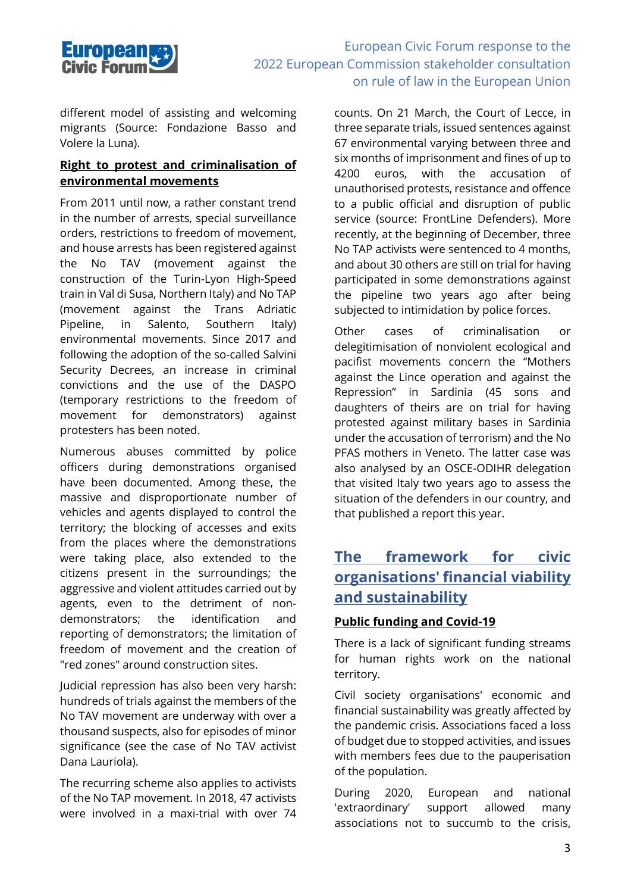different model of assisting and welcoming migrants (Source: Fondazione Basso and Volere la Luna).

### Right to protest and criminalisation of environmental movements

From 2011 until now, a rather constant trend in the number of arrests, special surveillance orders, restrictions to freedom of movement, and house arrests has been registered against the No TAV (movement against the construction of the Turin-Lyon High-Speed train in Val di Susa, Northern Italy) and No TAP (movement against the Trans Adriatic Pipeline, in Salento, Southern Italy) environmental movements. Since 2017 and following the adoption of the so-called Salvini Security Decrees, an increase in criminal convictions and the use of the DASPO (temporary restrictions to the freedom of movement for demonstrators) against protesters has been noted.

Numerous abuses committed by police officers during demonstrations organised have been documented. Among these, the massive and disproportionate number of vehicles and agents displayed to control the territory; the blocking of accesses and exits from the places where the demonstrations were taking place, also extended to the citizens present in the surroundings; the aggressive and violent attitudes carried out by agents, even to the detriment of non-demonstrators; the identification and reporting of demonstrators; the limitation of freedom of movement and the creation of "red zones" around construction sites.

Judicial repression has also been very harsh: hundreds of trials against the members of the No TAV movement are underway with over a thousand suspects, also for episodes of minor significance (see the case of No TAV activist Dana Lauriola).

The recurring scheme also applies to activists of the No TAP movement. In 2018, 47 activists were involved in a maxi-trial with over 74 counts. On 21 March, the Court of Lecce, in three separate trials, issued sentences against 67 environmental varying between three and six months of imprisonment and fines of up to 4200 euros, with the accusation of unauthorised protests, resistance and offence to a public official and disruption of public service (source: FrontLine Defenders). More recently, at the beginning of December, three No TAP activists were sentenced to 4 months, and about 30 others are still on trial for having participated in some demonstrations against the pipeline two years ago after being subjected to intimidation by police forces.

Other cases of criminalisation or delegitimisation of nonviolent ecological and pacifist movements concern the "Mothers against the Lince operation and against the Repression" in Sardinia (45 sons and daughters of theirs are on trial for having protested against military bases in Sardinia under the accusation of terrorism) and the No PFAS mothers in Veneto. The latter case was also analysed by an OSCE-ODIHR delegation that visited Italy two years ago to assess the situation of the defenders in our country, and that published a report this year.

## The framework for civic organisations' financial viability and sustainability

### Public funding and Covid-19

There is a lack of significant funding streams for human rights work on the national territory.

Civil society organisations' economic and financial sustainability was greatly affected by the pandemic crisis. Associations faced a loss of budget due to stopped activities, and issues with members fees due to the pauperisation of the population.

During 2020, European and national 'extraordinary' support allowed many associations not to succumb to the crisis,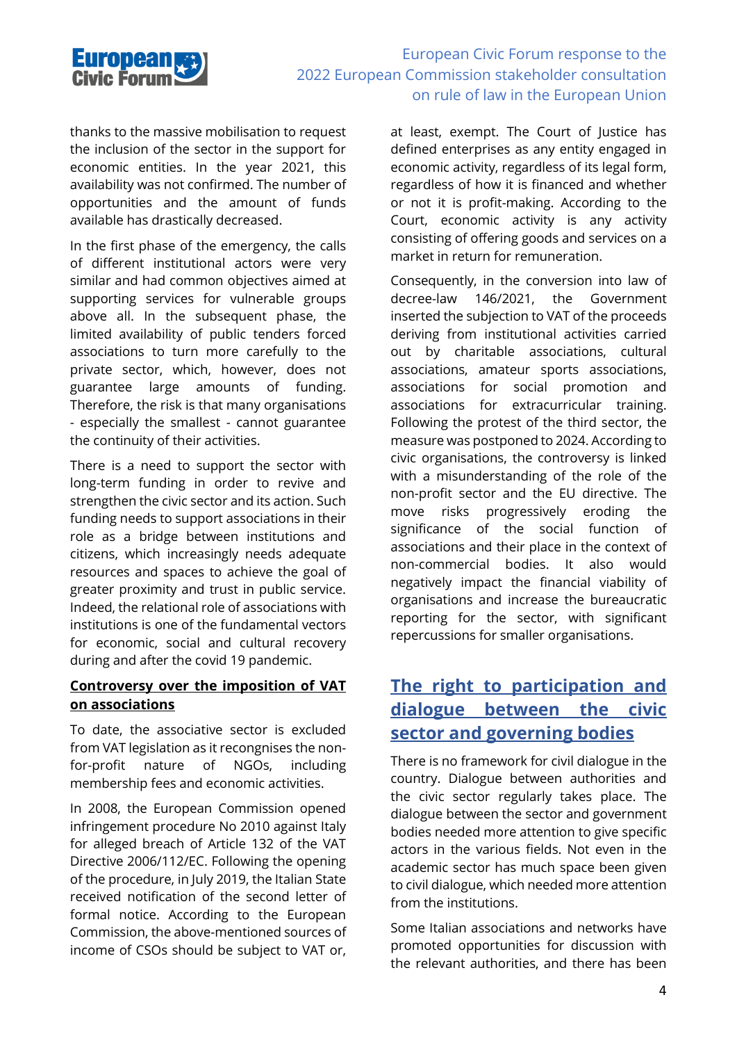thanks to the massive mobilisation to request the inclusion of the sector in the support for economic entities. In the year 2021, this availability was not confirmed. The number of opportunities and the amount of funds available has drastically decreased.

In the first phase of the emergency, the calls of different institutional actors were very similar and had common objectives aimed at supporting services for vulnerable groups above all. In the subsequent phase, the limited availability of public tenders forced associations to turn more carefully to the private sector, which, however, does not guarantee large amounts of funding. Therefore, the risk is that many organisations - especially the smallest - cannot guarantee the continuity of their activities.

There is a need to support the sector with long-term funding in order to revive and strengthen the civic sector and its action. Such funding needs to support associations in their role as a bridge between institutions and citizens, which increasingly needs adequate resources and spaces to achieve the goal of greater proximity and trust in public service. Indeed, the relational role of associations with institutions is one of the fundamental vectors for economic, social and cultural recovery during and after the covid 19 pandemic.

**Controversy over the imposition of VAT on associations**

To date, the associative sector is excluded from VAT legislation as it recongnises the non-for-profit nature of NGOs, including membership fees and economic activities.

In 2008, the European Commission opened infringement procedure No 2010 against Italy for alleged breach of Article 132 of the VAT Directive 2006/112/EC. Following the opening of the procedure, in July 2019, the Italian State received notification of the second letter of formal notice. According to the European Commission, the above-mentioned sources of income of CSOs should be subject to VAT or, at least, exempt. The Court of Justice has defined enterprises as any entity engaged in economic activity, regardless of its legal form, regardless of how it is financed and whether or not it is profit-making. According to the Court, economic activity is any activity consisting of offering goods and services on a market in return for remuneration.

Consequently, in the conversion into law of decree-law 146/2021, the Government inserted the subjection to VAT of the proceeds deriving from institutional activities carried out by charitable associations, cultural associations, amateur sports associations, associations for social promotion and associations for extracurricular training. Following the protest of the third sector, the measure was postponed to 2024. According to civic organisations, the controversy is linked with a misunderstanding of the role of the non-profit sector and the EU directive. The move risks progressively eroding the significance of the social function of associations and their place in the context of non-commercial bodies. It also would negatively impact the financial viability of organisations and increase the bureaucratic reporting for the sector, with significant repercussions for smaller organisations.

## The right to participation and dialogue between the civic sector and governing bodies

There is no framework for civil dialogue in the country. Dialogue between authorities and the civic sector regularly takes place. The dialogue between the sector and government bodies needed more attention to give specific actors in the various fields. Not even in the academic sector has much space been given to civil dialogue, which needed more attention from the institutions.

Some Italian associations and networks have promoted opportunities for discussion with the relevant authorities, and there has been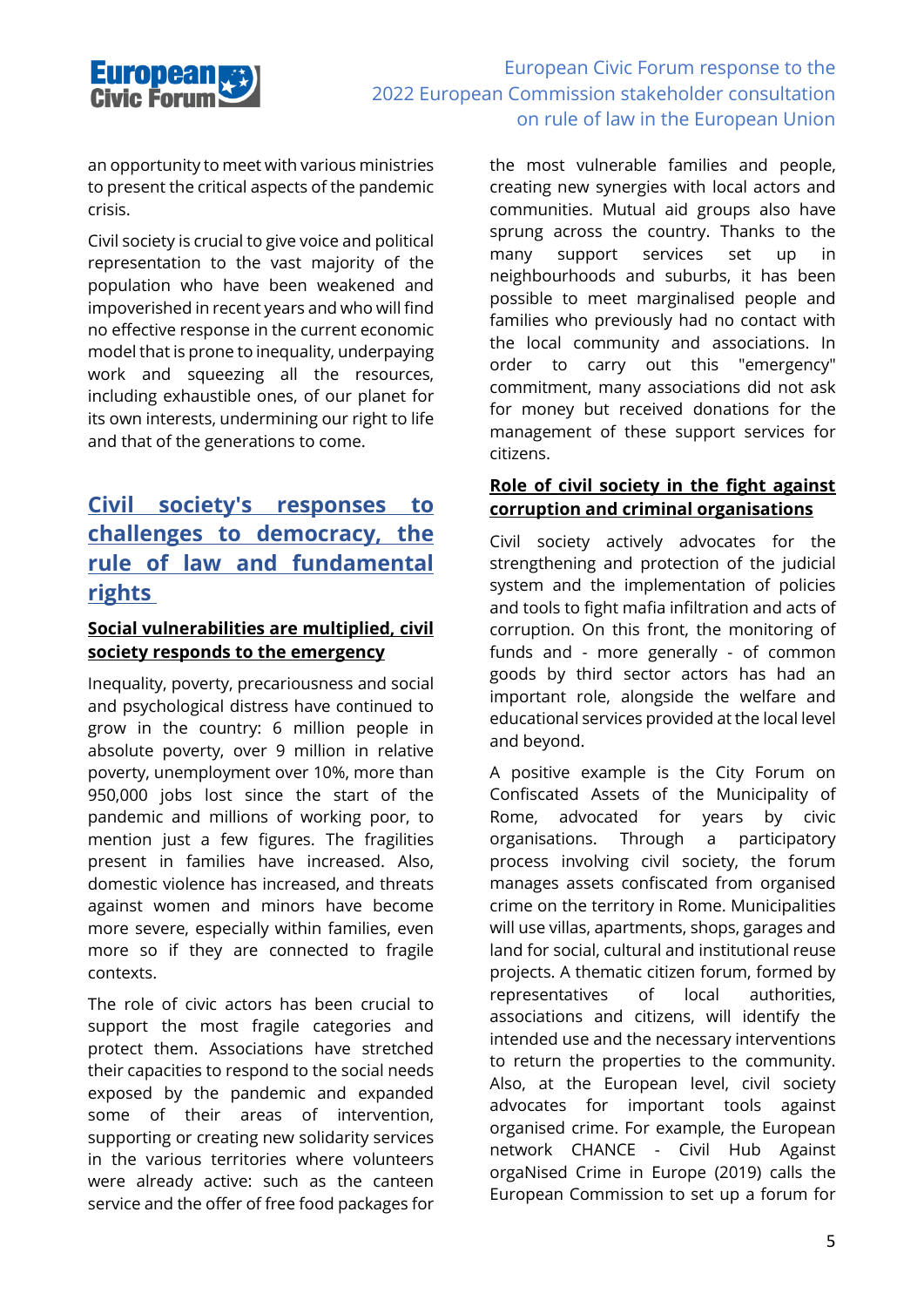an opportunity to meet with various ministries to present the critical aspects of the pandemic crisis.

Civil society is crucial to give voice and political representation to the vast majority of the population who have been weakened and impoverished in recent years and who will find no effective response in the current economic model that is prone to inequality, underpaying work and squeezing all the resources, including exhaustible ones, of our planet for its own interests, undermining our right to life and that of the generations to come.

## Civil society's responses to challenges to democracy, the rule of law and fundamental rights

### Social vulnerabilities are multiplied, civil society responds to the emergency

Inequality, poverty, precariousness and social and psychological distress have continued to grow in the country: 6 million people in absolute poverty, over 9 million in relative poverty, unemployment over 10%, more than 950,000 jobs lost since the start of the pandemic and millions of working poor, to mention just a few figures. The fragilities present in families have increased. Also, domestic violence has increased, and threats against women and minors have become more severe, especially within families, even more so if they are connected to fragile contexts.

The role of civic actors has been crucial to support the most fragile categories and protect them. Associations have stretched their capacities to respond to the social needs exposed by the pandemic and expanded some of their areas of intervention, supporting or creating new solidarity services in the various territories where volunteers were already active: such as the canteen service and the offer of free food packages for the most vulnerable families and people, creating new synergies with local actors and communities. Mutual aid groups also have sprung across the country. Thanks to the many support services set up in neighbourhoods and suburbs, it has been possible to meet marginalised people and families who previously had no contact with the local community and associations. In order to carry out this "emergency" commitment, many associations did not ask for money but received donations for the management of these support services for citizens.

### Role of civil society in the fight against corruption and criminal organisations

Civil society actively advocates for the strengthening and protection of the judicial system and the implementation of policies and tools to fight mafia infiltration and acts of corruption. On this front, the monitoring of funds and - more generally - of common goods by third sector actors has had an important role, alongside the welfare and educational services provided at the local level and beyond.

A positive example is the City Forum on Confiscated Assets of the Municipality of Rome, advocated for years by civic organisations. Through a participatory process involving civil society, the forum manages assets confiscated from organised crime on the territory in Rome. Municipalities will use villas, apartments, shops, garages and land for social, cultural and institutional reuse projects. A thematic citizen forum, formed by representatives of local authorities, associations and citizens, will identify the intended use and the necessary interventions to return the properties to the community. Also, at the European level, civil society advocates for important tools against organised crime. For example, the European network CHANCE - Civil Hub Against orgaNised Crime in Europe (2019) calls the European Commission to set up a forum for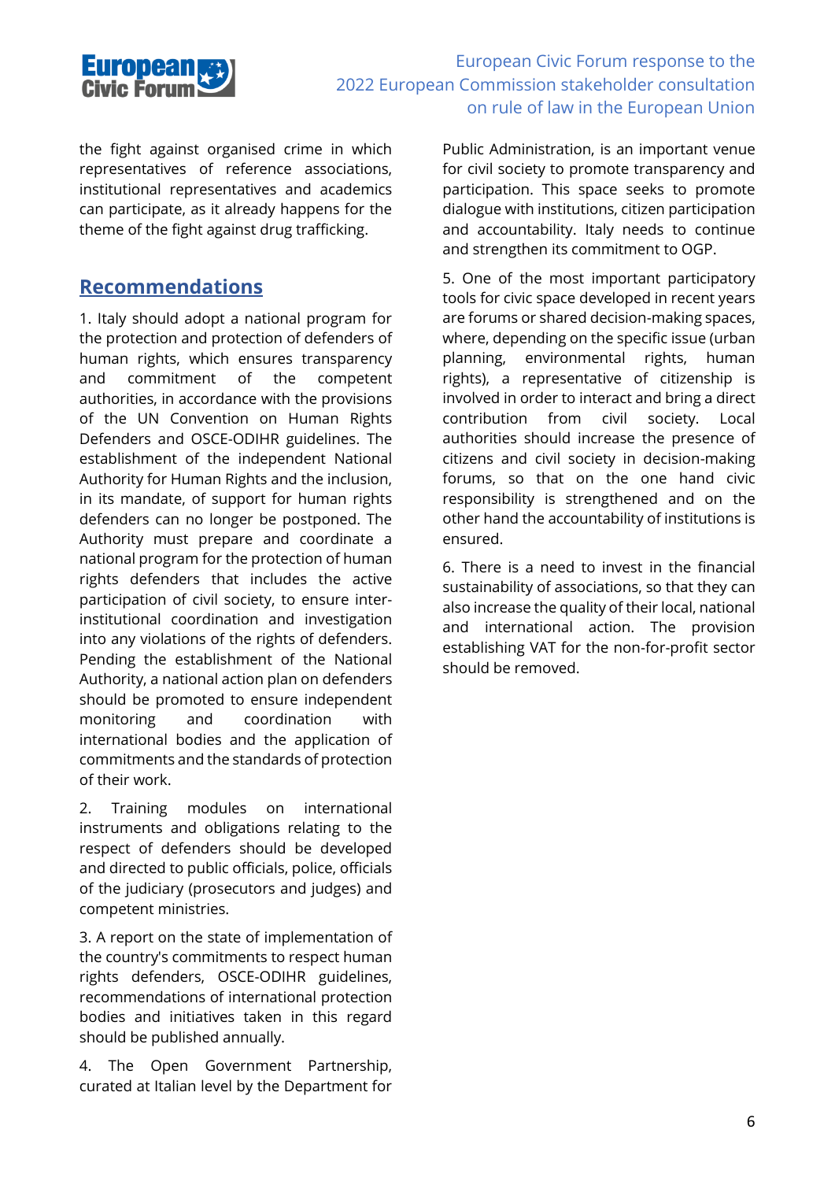the fight against organised crime in which representatives of reference associations, institutional representatives and academics can participate, as it already happens for the theme of the fight against drug trafficking.

## Recommendations

1. Italy should adopt a national program for the protection and protection of defenders of human rights, which ensures transparency and commitment of the competent authorities, in accordance with the provisions of the UN Convention on Human Rights Defenders and OSCE-ODIHR guidelines. The establishment of the independent National Authority for Human Rights and the inclusion, in its mandate, of support for human rights defenders can no longer be postponed. The Authority must prepare and coordinate a national program for the protection of human rights defenders that includes the active participation of civil society, to ensure inter-institutional coordination and investigation into any violations of the rights of defenders. Pending the establishment of the National Authority, a national action plan on defenders should be promoted to ensure independent monitoring and coordination with international bodies and the application of commitments and the standards of protection of their work.

2. Training modules on international instruments and obligations relating to the respect of defenders should be developed and directed to public officials, police, officials of the judiciary (prosecutors and judges) and competent ministries.

3. A report on the state of implementation of the country's commitments to respect human rights defenders, OSCE-ODIHR guidelines, recommendations of international protection bodies and initiatives taken in this regard should be published annually.

4. The Open Government Partnership, curated at Italian level by the Department for Public Administration, is an important venue for civil society to promote transparency and participation. This space seeks to promote dialogue with institutions, citizen participation and accountability. Italy needs to continue and strengthen its commitment to OGP.

5. One of the most important participatory tools for civic space developed in recent years are forums or shared decision-making spaces, where, depending on the specific issue (urban planning, environmental rights, human rights), a representative of citizenship is involved in order to interact and bring a direct contribution from civil society. Local authorities should increase the presence of citizens and civil society in decision-making forums, so that on the one hand civic responsibility is strengthened and on the other hand the accountability of institutions is ensured.

6. There is a need to invest in the financial sustainability of associations, so that they can also increase the quality of their local, national and international action. The provision establishing VAT for the non-for-profit sector should be removed.